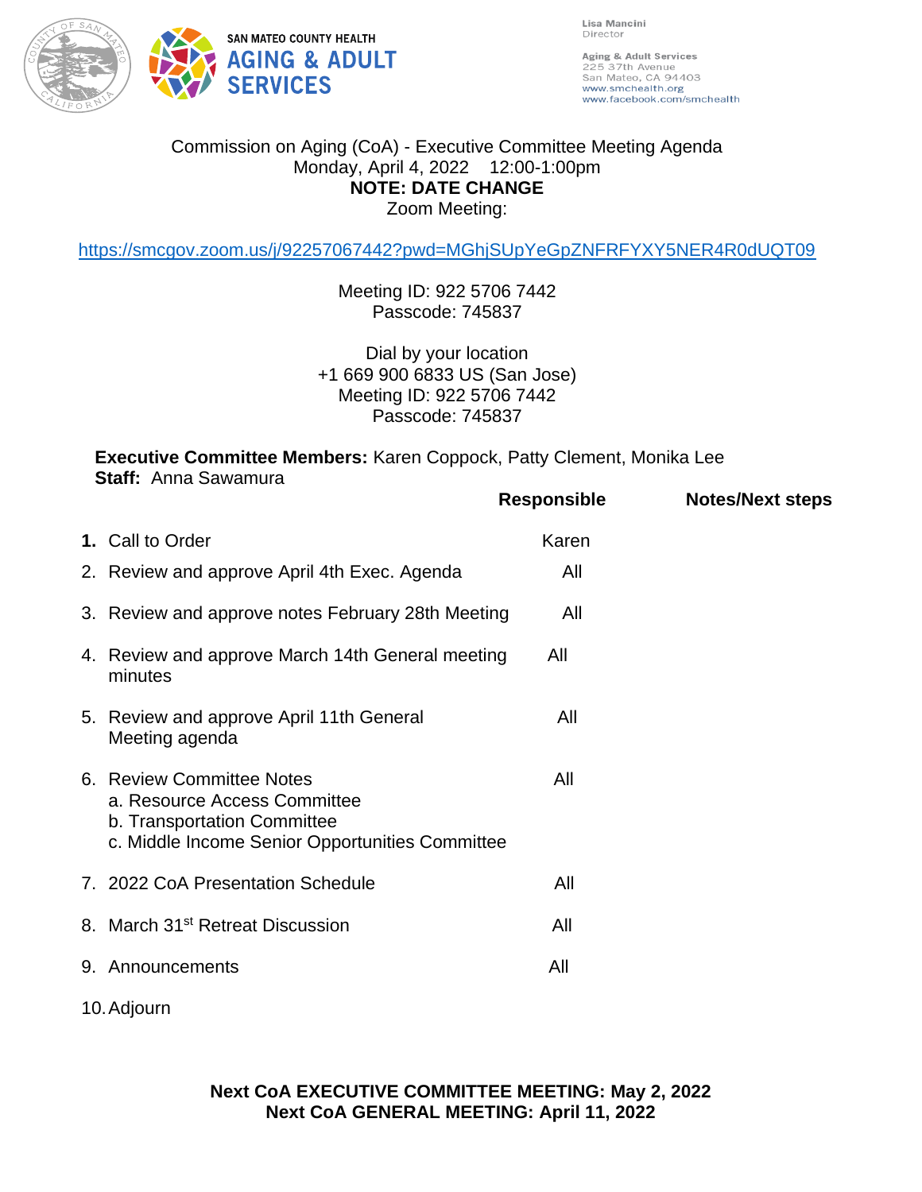SAN MATEO COUNTY HEALTH
**AGING & ADULT SERVICES**

Lisa Mancini
Director

Aging & Adult Services
225 37th Avenue
San Mateo, CA 94403
www.smchealth.org
www.facebook.com/smchealth

Commission on Aging (CoA) - Executive Committee Meeting Agenda
Monday, April 4, 2022 12:00-1:00pm
**NOTE: DATE CHANGE**
Zoom Meeting:

https://smcgov.zoom.us/j/92257067442?pwd=MGhjSUpYeGpZNFRFYXY5NER4R0dUQT09

Meeting ID: 922 5706 7442
Passcode: 745837

Dial by your location
+1 669 900 6833 US (San Jose)
Meeting ID: 922 5706 7442
Passcode: 745837

**Executive Committee Members:** Karen Coppock, Patty Clement, Monika Lee
**Staff:** Anna Sawamura

| | Responsible | Notes/Next steps |
|---|---|---|
| **1.** Call to Order | Karen | |
| 2. Review and approve April 4th Exec. Agenda | All | |
| 3. Review and approve notes February 28th Meeting | All | |
| 4. Review and approve March 14th General meeting minutes | All | |
| 5. Review and approve April 11th General Meeting agenda | All | |
| 6. Review Committee Notes<br>a. Resource Access Committee<br>b. Transportation Committee<br>c. Middle Income Senior Opportunities Committee | All | |
| 7. 2022 CoA Presentation Schedule | All | |
| 8. March 31st Retreat Discussion | All | |
| 9. Announcements | All | |
| 10. Adjourn | | |

**Next CoA EXECUTIVE COMMITTEE MEETING: May 2, 2022**
**Next CoA GENERAL MEETING: April 11, 2022**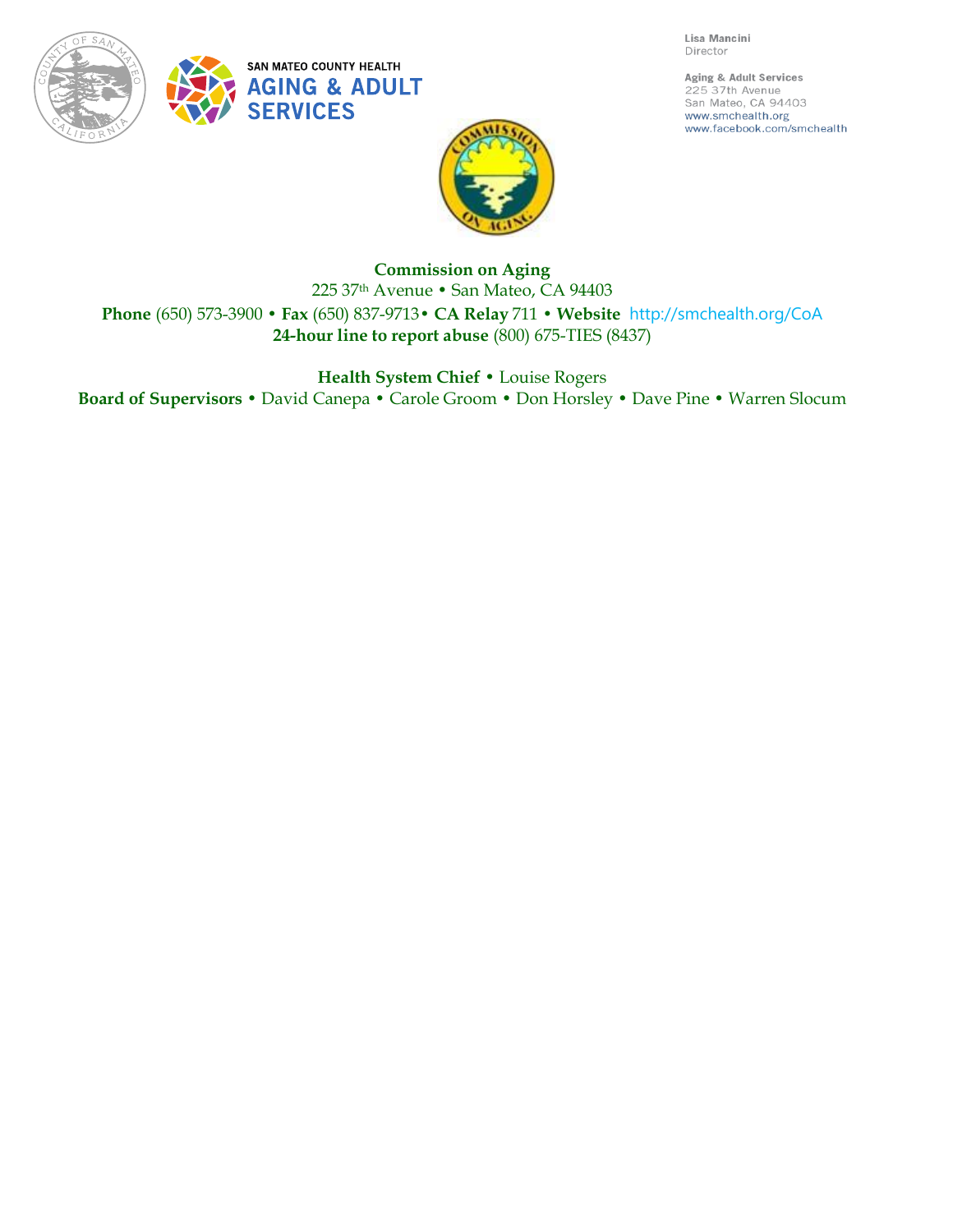Lisa Mancini
Director

Aging & Adult Services
225 37th Avenue
San Mateo, CA 94403
www.smchealth.org
www.facebook.com/smchealth

SAN MATEO COUNTY HEALTH
AGING & ADULT SERVICES

**Commission on Aging**
225 37th Avenue • San Mateo, CA 94403
**Phone** (650) 573-3900 • **Fax** (650) 837-9713• **CA Relay** 711 • **Website** http://smchealth.org/CoA
**24-hour line to report abuse** (800) 675-TIES (8437)

**Health System Chief** • Louise Rogers
**Board of Supervisors** • David Canepa • Carole Groom • Don Horsley • Dave Pine • Warren Slocum